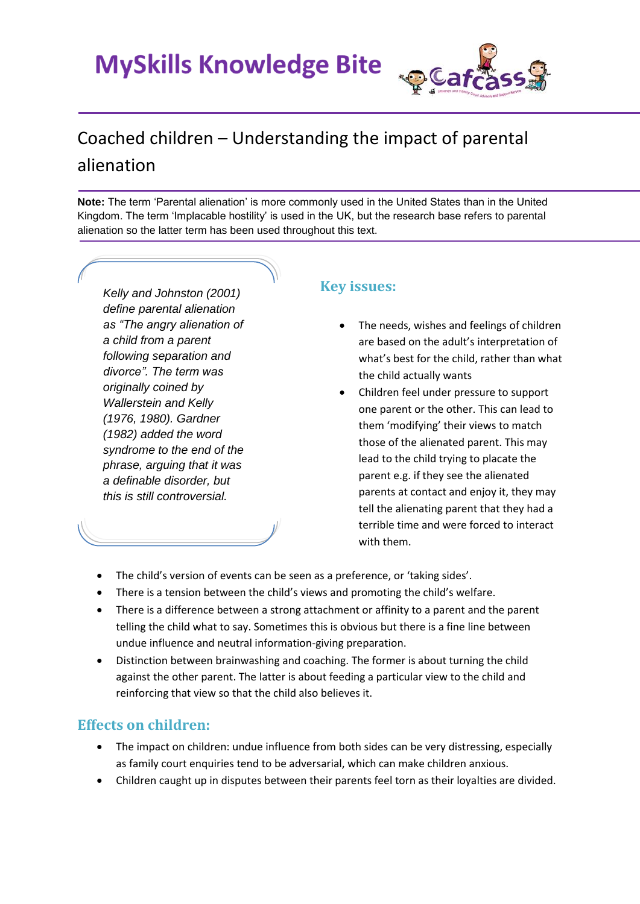# MySkills Knowledge Bite

## Coached children – Understanding the impact of parental alienation

**Note:** The term 'Parental alienation' is more commonly used in the United States than in the United Kingdom. The term 'Implacable hostility' is used in the UK, but the research base refers to parental alienation so the latter term has been used throughout this text.

*Kelly and Johnston (2001) define parental alienation as "The angry alienation of a child from a parent following separation and divorce". The term was originally coined by Wallerstein and Kelly (1976, 1980). Gardner (1982) added the word syndrome to the end of the phrase, arguing that it was a definable disorder, but this is still controversial.*

### Key issues:

- The needs, wishes and feelings of children are based on the adult's interpretation of what's best for the child, rather than what the child actually wants
- Children feel under pressure to support one parent or the other. This can lead to them 'modifying' their views to match those of the alienated parent. This may lead to the child trying to placate the parent e.g. if they see the alienated parents at contact and enjoy it, they may tell the alienating parent that they had a terrible time and were forced to interact with them.
- The child's version of events can be seen as a preference, or 'taking sides'.
- There is a tension between the child's views and promoting the child's welfare.
- There is a difference between a strong attachment or affinity to a parent and the parent telling the child what to say. Sometimes this is obvious but there is a fine line between undue influence and neutral information-giving preparation.
- Distinction between brainwashing and coaching. The former is about turning the child against the other parent. The latter is about feeding a particular view to the child and reinforcing that view so that the child also believes it.

### Effects on children:

- The impact on children: undue influence from both sides can be very distressing, especially as family court enquiries tend to be adversarial, which can make children anxious.
- Children caught up in disputes between their parents feel torn as their loyalties are divided.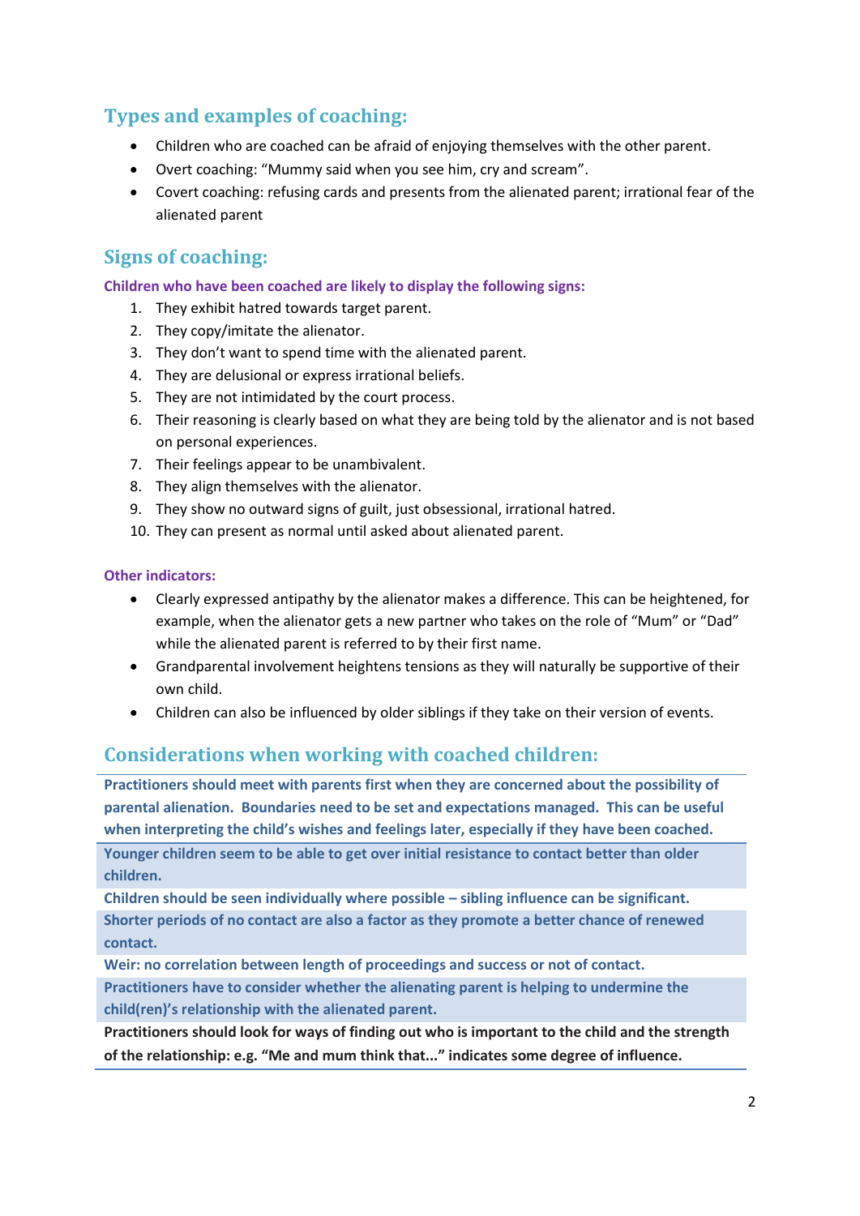## Types and examples of coaching:

- Children who are coached can be afraid of enjoying themselves with the other parent.
- Overt coaching: “Mummy said when you see him, cry and scream”.
- Covert coaching: refusing cards and presents from the alienated parent; irrational fear of the alienated parent

## Signs of coaching:

**Children who have been coached are likely to display the following signs:**

1. They exhibit hatred towards target parent.
2. They copy/imitate the alienator.
3. They don’t want to spend time with the alienated parent.
4. They are delusional or express irrational beliefs.
5. They are not intimidated by the court process.
6. Their reasoning is clearly based on what they are being told by the alienator and is not based on personal experiences.
7. Their feelings appear to be unambivalent.
8. They align themselves with the alienator.
9. They show no outward signs of guilt, just obsessional, irrational hatred.
10. They can present as normal until asked about alienated parent.

**Other indicators:**

- Clearly expressed antipathy by the alienator makes a difference. This can be heightened, for example, when the alienator gets a new partner who takes on the role of “Mum” or “Dad” while the alienated parent is referred to by their first name.
- Grandparental involvement heightens tensions as they will naturally be supportive of their own child.
- Children can also be influenced by older siblings if they take on their version of events.

## Considerations when working with coached children:

**Practitioners should meet with parents first when they are concerned about the possibility of parental alienation. Boundaries need to be set and expectations managed. This can be useful when interpreting the child’s wishes and feelings later, especially if they have been coached.**

**Younger children seem to be able to get over initial resistance to contact better than older children.**

**Children should be seen individually where possible – sibling influence can be significant.**

**Shorter periods of no contact are also a factor as they promote a better chance of renewed contact.**

**Weir: no correlation between length of proceedings and success or not of contact.**

**Practitioners have to consider whether the alienating parent is helping to undermine the child(ren)’s relationship with the alienated parent.**

**Practitioners should look for ways of finding out who is important to the child and the strength of the relationship: e.g. “Me and mum think that...” indicates some degree of influence.**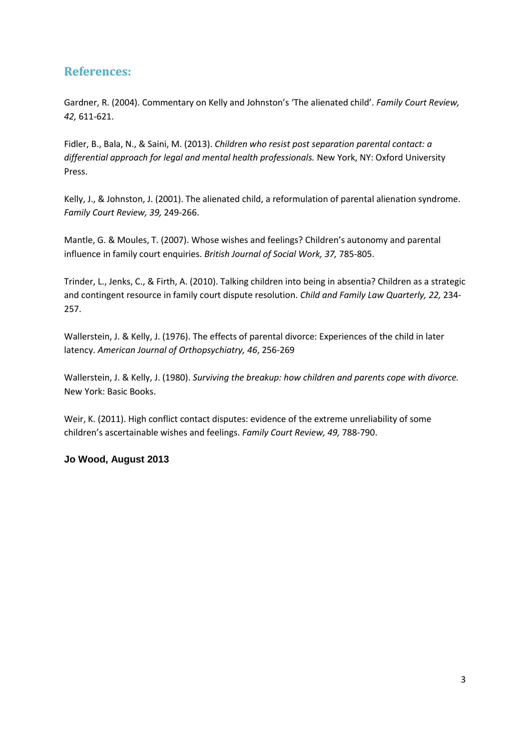## References:

Gardner, R. (2004). Commentary on Kelly and Johnston's 'The alienated child'. *Family Court Review, 42,* 611-621.

Fidler, B., Bala, N., & Saini, M. (2013). *Children who resist post separation parental contact: a differential approach for legal and mental health professionals.* New York, NY: Oxford University Press.

Kelly, J., & Johnston, J. (2001). The alienated child, a reformulation of parental alienation syndrome. *Family Court Review, 39,* 249-266.

Mantle, G. & Moules, T. (2007). Whose wishes and feelings? Children's autonomy and parental influence in family court enquiries. *British Journal of Social Work, 37,* 785-805.

Trinder, L., Jenks, C., & Firth, A. (2010). Talking children into being in absentia? Children as a strategic and contingent resource in family court dispute resolution. *Child and Family Law Quarterly, 22,* 234-257.

Wallerstein, J. & Kelly, J. (1976). The effects of parental divorce: Experiences of the child in later latency. *American Journal of Orthopsychiatry, 46*, 256-269

Wallerstein, J. & Kelly, J. (1980). *Surviving the breakup: how children and parents cope with divorce.* New York: Basic Books.

Weir, K. (2011). High conflict contact disputes: evidence of the extreme unreliability of some children's ascertainable wishes and feelings. *Family Court Review, 49,* 788-790.

**Jo Wood, August 2013**